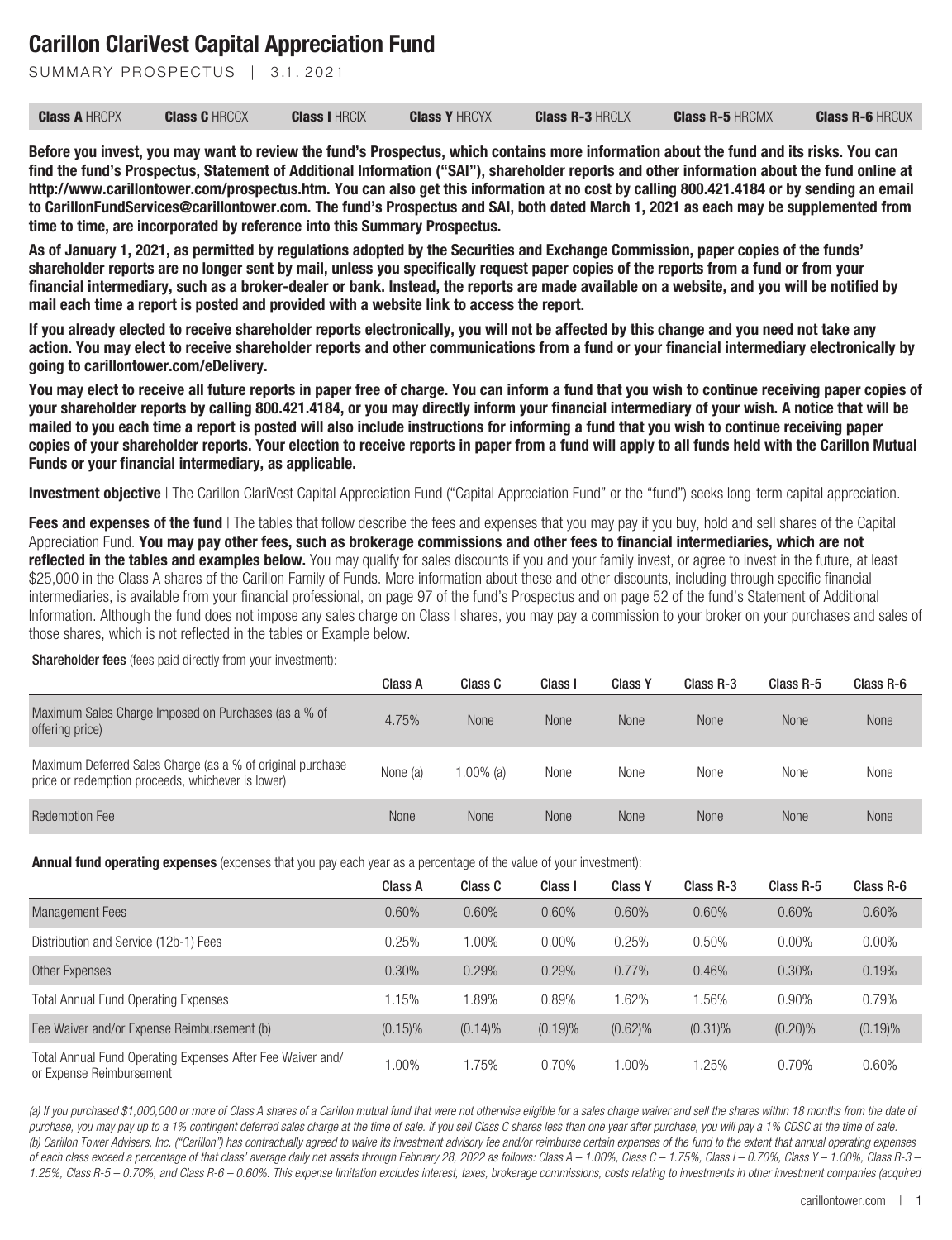# Carillon ClariVest Capital Appreciation Fund

SUMMARY PROSPECTUS | 3.1.2021

| **Class A** HRCPX | **Class C** HRCCX | **Class I** HRCIX | **Class Y** HRCYX | **Class R-3** HRCLX | **Class R-5** HRCMX | **Class R-6** HRCUX |
|---|---|---|---|---|---|---|

**Before you invest, you may want to review the fund's Prospectus, which contains more information about the fund and its risks. You can find the fund's Prospectus, Statement of Additional Information ("SAI"), shareholder reports and other information about the fund online at http://www.carillontower.com/prospectus.htm. You can also get this information at no cost by calling 800.421.4184 or by sending an email to CarillonFundServices@carillontower.com. The fund's Prospectus and SAI, both dated March 1, 2021 as each may be supplemented from time to time, are incorporated by reference into this Summary Prospectus.**

**As of January 1, 2021, as permitted by regulations adopted by the Securities and Exchange Commission, paper copies of the funds' shareholder reports are no longer sent by mail, unless you specifically request paper copies of the reports from a fund or from your financial intermediary, such as a broker-dealer or bank. Instead, the reports are made available on a website, and you will be notified by mail each time a report is posted and provided with a website link to access the report.**

**If you already elected to receive shareholder reports electronically, you will not be affected by this change and you need not take any action. You may elect to receive shareholder reports and other communications from a fund or your financial intermediary electronically by going to carillontower.com/eDelivery.**

**You may elect to receive all future reports in paper free of charge. You can inform a fund that you wish to continue receiving paper copies of your shareholder reports by calling 800.421.4184, or you may directly inform your financial intermediary of your wish. A notice that will be mailed to you each time a report is posted will also include instructions for informing a fund that you wish to continue receiving paper copies of your shareholder reports. Your election to receive reports in paper from a fund will apply to all funds held with the Carillon Mutual Funds or your financial intermediary, as applicable.**

**Investment objective** | The Carillon ClariVest Capital Appreciation Fund ("Capital Appreciation Fund" or the "fund") seeks long-term capital appreciation.

**Fees and expenses of the fund** | The tables that follow describe the fees and expenses that you may pay if you buy, hold and sell shares of the Capital Appreciation Fund. **You may pay other fees, such as brokerage commissions and other fees to financial intermediaries, which are not reflected in the tables and examples below.** You may qualify for sales discounts if you and your family invest, or agree to invest in the future, at least $25,000 in the Class A shares of the Carillon Family of Funds. More information about these and other discounts, including through specific financial intermediaries, is available from your financial professional, on page 97 of the fund's Prospectus and on page 52 of the fund's Statement of Additional Information. Although the fund does not impose any sales charge on Class I shares, you may pay a commission to your broker on your purchases and sales of those shares, which is not reflected in the tables or Example below.

**Shareholder fees** (fees paid directly from your investment):

| | Class A | Class C | Class I | Class Y | Class R-3 | Class R-5 | Class R-6 |
|---|---|---|---|---|---|---|---|
| Maximum Sales Charge Imposed on Purchases (as a % of offering price) | 4.75% | None | None | None | None | None | None |
| Maximum Deferred Sales Charge (as a % of original purchase price or redemption proceeds, whichever is lower) | None (a) | 1.00% (a) | None | None | None | None | None |
| Redemption Fee | None | None | None | None | None | None | None |

**Annual fund operating expenses** (expenses that you pay each year as a percentage of the value of your investment):

| | Class A | Class C | Class I | Class Y | Class R-3 | Class R-5 | Class R-6 |
|---|---|---|---|---|---|---|---|
| Management Fees | 0.60% | 0.60% | 0.60% | 0.60% | 0.60% | 0.60% | 0.60% |
| Distribution and Service (12b-1) Fees | 0.25% | 1.00% | 0.00% | 0.25% | 0.50% | 0.00% | 0.00% |
| Other Expenses | 0.30% | 0.29% | 0.29% | 0.77% | 0.46% | 0.30% | 0.19% |
| Total Annual Fund Operating Expenses | 1.15% | 1.89% | 0.89% | 1.62% | 1.56% | 0.90% | 0.79% |
| Fee Waiver and/or Expense Reimbursement (b) | (0.15)% | (0.14)% | (0.19)% | (0.62)% | (0.31)% | (0.20)% | (0.19)% |
| Total Annual Fund Operating Expenses After Fee Waiver and/or Expense Reimbursement | 1.00% | 1.75% | 0.70% | 1.00% | 1.25% | 0.70% | 0.60% |

*(a) If you purchased $1,000,000 or more of Class A shares of a Carillon mutual fund that were not otherwise eligible for a sales charge waiver and sell the shares within 18 months from the date of purchase, you may pay up to a 1% contingent deferred sales charge at the time of sale. If you sell Class C shares less than one year after purchase, you will pay a 1% CDSC at the time of sale.*
*(b) Carillon Tower Advisers, Inc. ("Carillon") has contractually agreed to waive its investment advisory fee and/or reimburse certain expenses of the fund to the extent that annual operating expenses of each class exceed a percentage of that class' average daily net assets through February 28, 2022 as follows: Class A – 1.00%, Class C – 1.75%, Class I – 0.70%, Class Y – 1.00%, Class R-3 – 1.25%, Class R-5 – 0.70%, and Class R-6 – 0.60%. This expense limitation excludes interest, taxes, brokerage commissions, costs relating to investments in other investment companies (acquired*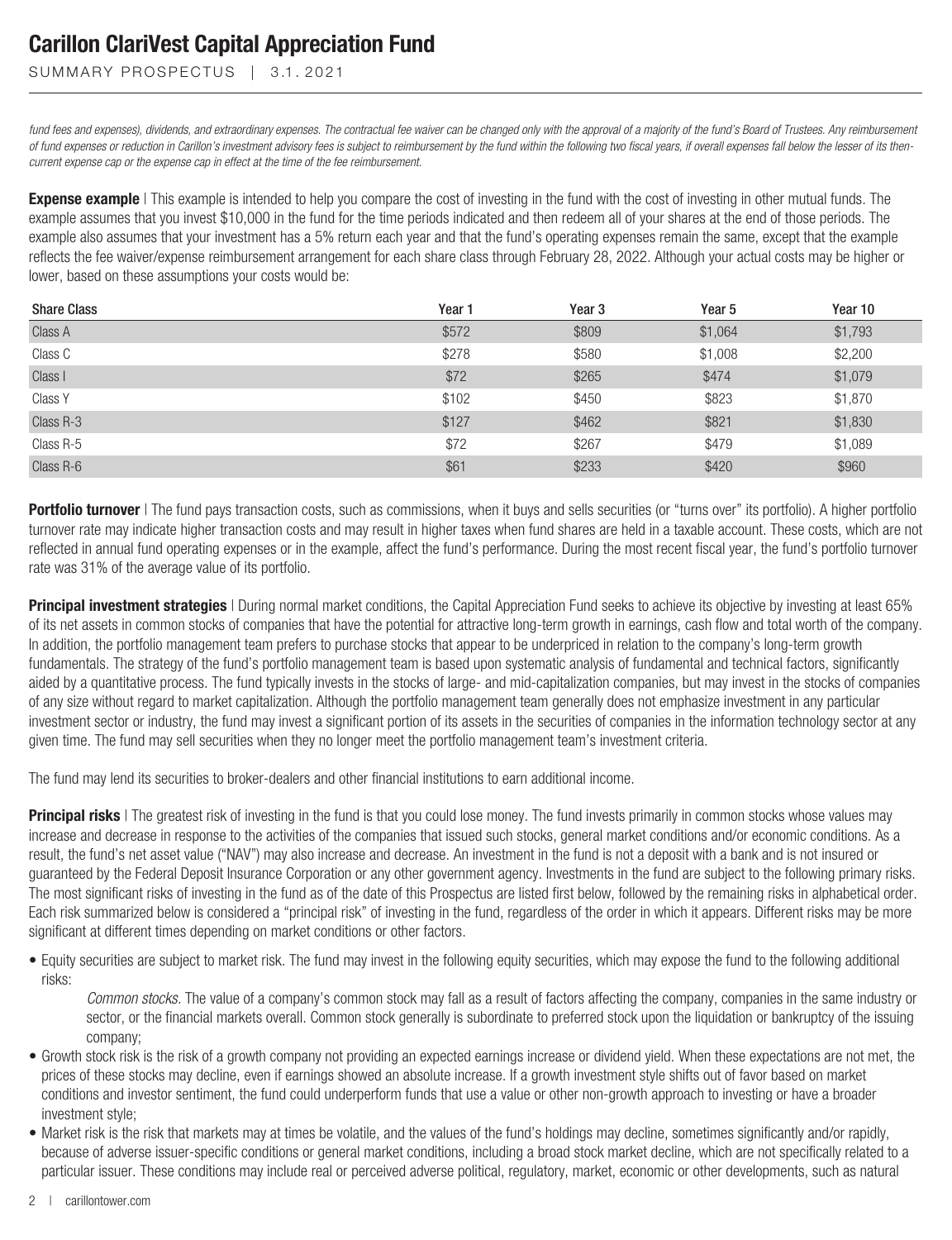*fund fees and expenses), dividends, and extraordinary expenses. The contractual fee waiver can be changed only with the approval of a majority of the fund's Board of Trustees. Any reimbursement of fund expenses or reduction in Carillon's investment advisory fees is subject to reimbursement by the fund within the following two fiscal years, if overall expenses fall below the lesser of its then-current expense cap or the expense cap in effect at the time of the fee reimbursement.*

**Expense example** | This example is intended to help you compare the cost of investing in the fund with the cost of investing in other mutual funds. The example assumes that you invest $10,000 in the fund for the time periods indicated and then redeem all of your shares at the end of those periods. The example also assumes that your investment has a 5% return each year and that the fund's operating expenses remain the same, except that the example reflects the fee waiver/expense reimbursement arrangement for each share class through February 28, 2022. Although your actual costs may be higher or lower, based on these assumptions your costs would be:

| Share Class | Year 1 | Year 3 | Year 5 | Year 10 |
|---|---|---|---|---|
| Class A | $572 | $809 | $1,064 | $1,793 |
| Class C | $278 | $580 | $1,008 | $2,200 |
| Class I | $72 | $265 | $474 | $1,079 |
| Class Y | $102 | $450 | $823 | $1,870 |
| Class R-3 | $127 | $462 | $821 | $1,830 |
| Class R-5 | $72 | $267 | $479 | $1,089 |
| Class R-6 | $61 | $233 | $420 | $960 |

**Portfolio turnover** | The fund pays transaction costs, such as commissions, when it buys and sells securities (or "turns over" its portfolio). A higher portfolio turnover rate may indicate higher transaction costs and may result in higher taxes when fund shares are held in a taxable account. These costs, which are not reflected in annual fund operating expenses or in the example, affect the fund's performance. During the most recent fiscal year, the fund's portfolio turnover rate was 31% of the average value of its portfolio.

**Principal investment strategies** | During normal market conditions, the Capital Appreciation Fund seeks to achieve its objective by investing at least 65% of its net assets in common stocks of companies that have the potential for attractive long-term growth in earnings, cash flow and total worth of the company. In addition, the portfolio management team prefers to purchase stocks that appear to be underpriced in relation to the company's long-term growth fundamentals. The strategy of the fund's portfolio management team is based upon systematic analysis of fundamental and technical factors, significantly aided by a quantitative process. The fund typically invests in the stocks of large- and mid-capitalization companies, but may invest in the stocks of companies of any size without regard to market capitalization. Although the portfolio management team generally does not emphasize investment in any particular investment sector or industry, the fund may invest a significant portion of its assets in the securities of companies in the information technology sector at any given time. The fund may sell securities when they no longer meet the portfolio management team's investment criteria.

The fund may lend its securities to broker-dealers and other financial institutions to earn additional income.

**Principal risks** | The greatest risk of investing in the fund is that you could lose money. The fund invests primarily in common stocks whose values may increase and decrease in response to the activities of the companies that issued such stocks, general market conditions and/or economic conditions. As a result, the fund's net asset value ("NAV") may also increase and decrease. An investment in the fund is not a deposit with a bank and is not insured or guaranteed by the Federal Deposit Insurance Corporation or any other government agency. Investments in the fund are subject to the following primary risks. The most significant risks of investing in the fund as of the date of this Prospectus are listed first below, followed by the remaining risks in alphabetical order. Each risk summarized below is considered a "principal risk" of investing in the fund, regardless of the order in which it appears. Different risks may be more significant at different times depending on market conditions or other factors.

- Equity securities are subject to market risk. The fund may invest in the following equity securities, which may expose the fund to the following additional risks:

  *Common stocks.* The value of a company's common stock may fall as a result of factors affecting the company, companies in the same industry or sector, or the financial markets overall. Common stock generally is subordinate to preferred stock upon the liquidation or bankruptcy of the issuing company;
- Growth stock risk is the risk of a growth company not providing an expected earnings increase or dividend yield. When these expectations are not met, the prices of these stocks may decline, even if earnings showed an absolute increase. If a growth investment style shifts out of favor based on market conditions and investor sentiment, the fund could underperform funds that use a value or other non-growth approach to investing or have a broader investment style;
- Market risk is the risk that markets may at times be volatile, and the values of the fund's holdings may decline, sometimes significantly and/or rapidly, because of adverse issuer-specific conditions or general market conditions, including a broad stock market decline, which are not specifically related to a particular issuer. These conditions may include real or perceived adverse political, regulatory, market, economic or other developments, such as natural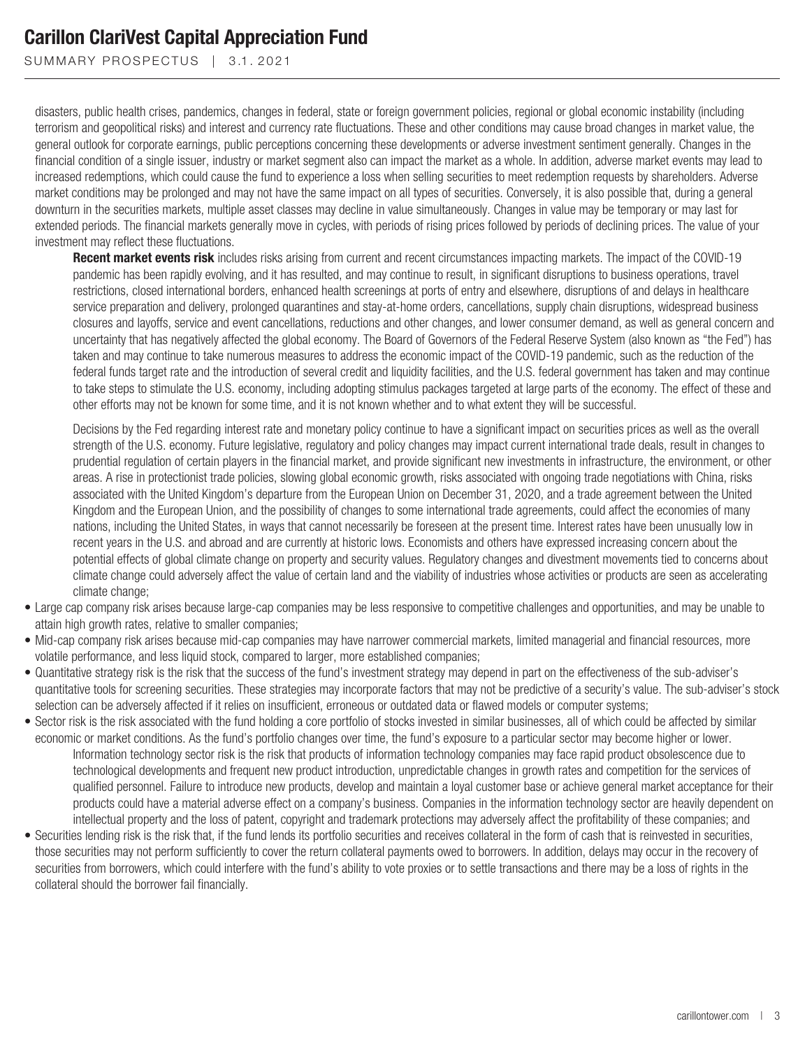disasters, public health crises, pandemics, changes in federal, state or foreign government policies, regional or global economic instability (including terrorism and geopolitical risks) and interest and currency rate fluctuations. These and other conditions may cause broad changes in market value, the general outlook for corporate earnings, public perceptions concerning these developments or adverse investment sentiment generally. Changes in the financial condition of a single issuer, industry or market segment also can impact the market as a whole. In addition, adverse market events may lead to increased redemptions, which could cause the fund to experience a loss when selling securities to meet redemption requests by shareholders. Adverse market conditions may be prolonged and may not have the same impact on all types of securities. Conversely, it is also possible that, during a general downturn in the securities markets, multiple asset classes may decline in value simultaneously. Changes in value may be temporary or may last for extended periods. The financial markets generally move in cycles, with periods of rising prices followed by periods of declining prices. The value of your investment may reflect these fluctuations.

  **Recent market events risk** includes risks arising from current and recent circumstances impacting markets. The impact of the COVID-19 pandemic has been rapidly evolving, and it has resulted, and may continue to result, in significant disruptions to business operations, travel restrictions, closed international borders, enhanced health screenings at ports of entry and elsewhere, disruptions of and delays in healthcare service preparation and delivery, prolonged quarantines and stay-at-home orders, cancellations, supply chain disruptions, widespread business closures and layoffs, service and event cancellations, reductions and other changes, and lower consumer demand, as well as general concern and uncertainty that has negatively affected the global economy. The Board of Governors of the Federal Reserve System (also known as "the Fed") has taken and may continue to take numerous measures to address the economic impact of the COVID-19 pandemic, such as the reduction of the federal funds target rate and the introduction of several credit and liquidity facilities, and the U.S. federal government has taken and may continue to take steps to stimulate the U.S. economy, including adopting stimulus packages targeted at large parts of the economy. The effect of these and other efforts may not be known for some time, and it is not known whether and to what extent they will be successful.

  Decisions by the Fed regarding interest rate and monetary policy continue to have a significant impact on securities prices as well as the overall strength of the U.S. economy. Future legislative, regulatory and policy changes may impact current international trade deals, result in changes to prudential regulation of certain players in the financial market, and provide significant new investments in infrastructure, the environment, or other areas. A rise in protectionist trade policies, slowing global economic growth, risks associated with ongoing trade negotiations with China, risks associated with the United Kingdom's departure from the European Union on December 31, 2020, and a trade agreement between the United Kingdom and the European Union, and the possibility of changes to some international trade agreements, could affect the economies of many nations, including the United States, in ways that cannot necessarily be foreseen at the present time. Interest rates have been unusually low in recent years in the U.S. and abroad and are currently at historic lows. Economists and others have expressed increasing concern about the potential effects of global climate change on property and security values. Regulatory changes and divestment movements tied to concerns about climate change could adversely affect the value of certain land and the viability of industries whose activities or products are seen as accelerating climate change;

- Large cap company risk arises because large-cap companies may be less responsive to competitive challenges and opportunities, and may be unable to attain high growth rates, relative to smaller companies;
- Mid-cap company risk arises because mid-cap companies may have narrower commercial markets, limited managerial and financial resources, more volatile performance, and less liquid stock, compared to larger, more established companies;
- Quantitative strategy risk is the risk that the success of the fund's investment strategy may depend in part on the effectiveness of the sub-adviser's quantitative tools for screening securities. These strategies may incorporate factors that may not be predictive of a security's value. The sub-adviser's stock selection can be adversely affected if it relies on insufficient, erroneous or outdated data or flawed models or computer systems;
- Sector risk is the risk associated with the fund holding a core portfolio of stocks invested in similar businesses, all of which could be affected by similar economic or market conditions. As the fund's portfolio changes over time, the fund's exposure to a particular sector may become higher or lower.

  Information technology sector risk is the risk that products of information technology companies may face rapid product obsolescence due to technological developments and frequent new product introduction, unpredictable changes in growth rates and competition for the services of qualified personnel. Failure to introduce new products, develop and maintain a loyal customer base or achieve general market acceptance for their products could have a material adverse effect on a company's business. Companies in the information technology sector are heavily dependent on intellectual property and the loss of patent, copyright and trademark protections may adversely affect the profitability of these companies; and
- Securities lending risk is the risk that, if the fund lends its portfolio securities and receives collateral in the form of cash that is reinvested in securities, those securities may not perform sufficiently to cover the return collateral payments owed to borrowers. In addition, delays may occur in the recovery of securities from borrowers, which could interfere with the fund's ability to vote proxies or to settle transactions and there may be a loss of rights in the collateral should the borrower fail financially.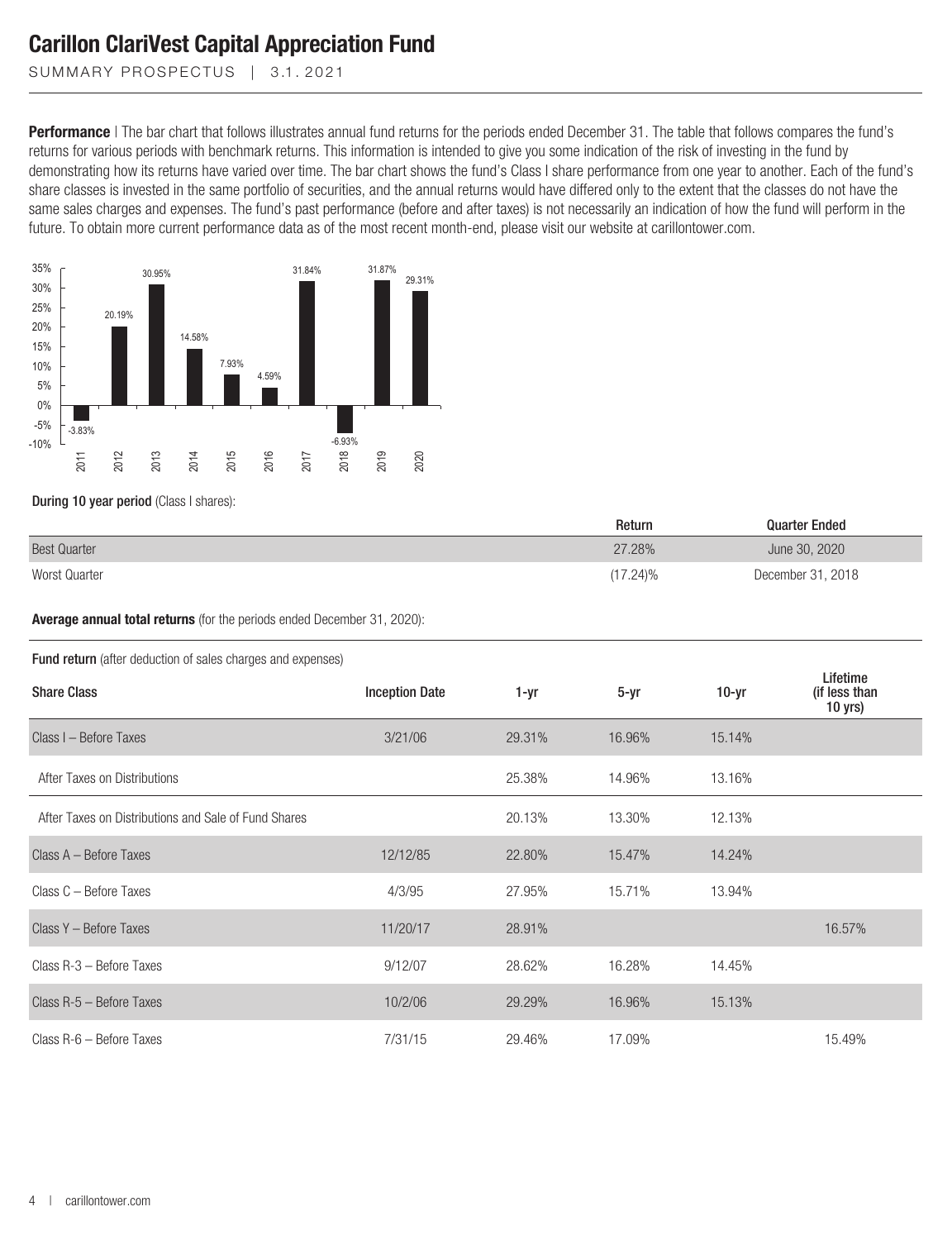**Performance** | The bar chart that follows illustrates annual fund returns for the periods ended December 31. The table that follows compares the fund's returns for various periods with benchmark returns. This information is intended to give you some indication of the risk of investing in the fund by demonstrating how its returns have varied over time. The bar chart shows the fund's Class I share performance from one year to another. Each of the fund's share classes is invested in the same portfolio of securities, and the annual returns would have differed only to the extent that the classes do not have the same sales charges and expenses. The fund's past performance (before and after taxes) is not necessarily an indication of how the fund will perform in the future. To obtain more current performance data as of the most recent month-end, please visit our website at carillontower.com.

| Year | Return |
|---|---|
| 2011 | -3.83% |
| 2012 | 20.19% |
| 2013 | 30.95% |
| 2014 | 14.58% |
| 2015 | 7.93% |
| 2016 | 4.59% |
| 2017 | 31.84% |
| 2018 | -6.93% |
| 2019 | 31.87% |
| 2020 | 29.31% |

**During 10 year period** (Class I shares):

| | Return | Quarter Ended |
|---|---|---|
| Best Quarter | 27.28% | June 30, 2020 |
| Worst Quarter | (17.24)% | December 31, 2018 |

**Average annual total returns** (for the periods ended December 31, 2020):

**Fund return** (after deduction of sales charges and expenses)

| Share Class | Inception Date | 1-yr | 5-yr | 10-yr | Lifetime (if less than 10 yrs) |
|---|---|---|---|---|---|
| Class I – Before Taxes | 3/21/06 | 29.31% | 16.96% | 15.14% | |
| After Taxes on Distributions | | 25.38% | 14.96% | 13.16% | |
| After Taxes on Distributions and Sale of Fund Shares | | 20.13% | 13.30% | 12.13% | |
| Class A – Before Taxes | 12/12/85 | 22.80% | 15.47% | 14.24% | |
| Class C – Before Taxes | 4/3/95 | 27.95% | 15.71% | 13.94% | |
| Class Y – Before Taxes | 11/20/17 | 28.91% | | | 16.57% |
| Class R-3 – Before Taxes | 9/12/07 | 28.62% | 16.28% | 14.45% | |
| Class R-5 – Before Taxes | 10/2/06 | 29.29% | 16.96% | 15.13% | |
| Class R-6 – Before Taxes | 7/31/15 | 29.46% | 17.09% | | 15.49% |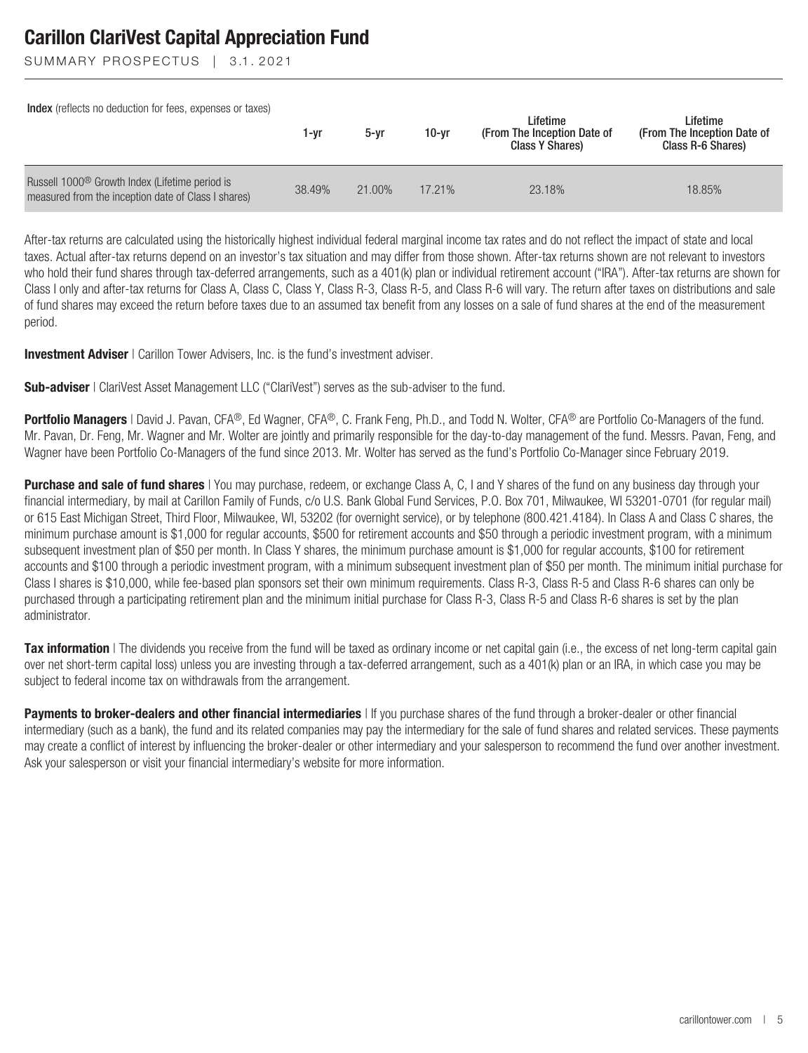**Index** (reflects no deduction for fees, expenses or taxes)

| | 1-yr | 5-yr | 10-yr | Lifetime (From The Inception Date of Class Y Shares) | Lifetime (From The Inception Date of Class R-6 Shares) |
|---|---|---|---|---|---|
| Russell 1000® Growth Index (Lifetime period is measured from the inception date of Class I shares) | 38.49% | 21.00% | 17.21% | 23.18% | 18.85% |

After-tax returns are calculated using the historically highest individual federal marginal income tax rates and do not reflect the impact of state and local taxes. Actual after-tax returns depend on an investor's tax situation and may differ from those shown. After-tax returns shown are not relevant to investors who hold their fund shares through tax-deferred arrangements, such as a 401(k) plan or individual retirement account ("IRA"). After-tax returns are shown for Class I only and after-tax returns for Class A, Class C, Class Y, Class R-3, Class R-5, and Class R-6 will vary. The return after taxes on distributions and sale of fund shares may exceed the return before taxes due to an assumed tax benefit from any losses on a sale of fund shares at the end of the measurement period.

**Investment Adviser** | Carillon Tower Advisers, Inc. is the fund's investment adviser.

**Sub-adviser** | ClariVest Asset Management LLC ("ClariVest") serves as the sub-adviser to the fund.

**Portfolio Managers** | David J. Pavan, CFA®, Ed Wagner, CFA®, C. Frank Feng, Ph.D., and Todd N. Wolter, CFA® are Portfolio Co-Managers of the fund. Mr. Pavan, Dr. Feng, Mr. Wagner and Mr. Wolter are jointly and primarily responsible for the day-to-day management of the fund. Messrs. Pavan, Feng, and Wagner have been Portfolio Co-Managers of the fund since 2013. Mr. Wolter has served as the fund's Portfolio Co-Manager since February 2019.

**Purchase and sale of fund shares** | You may purchase, redeem, or exchange Class A, C, I and Y shares of the fund on any business day through your financial intermediary, by mail at Carillon Family of Funds, c/o U.S. Bank Global Fund Services, P.O. Box 701, Milwaukee, WI 53201-0701 (for regular mail) or 615 East Michigan Street, Third Floor, Milwaukee, WI, 53202 (for overnight service), or by telephone (800.421.4184). In Class A and Class C shares, the minimum purchase amount is $1,000 for regular accounts, $500 for retirement accounts and $50 through a periodic investment program, with a minimum subsequent investment plan of $50 per month. In Class Y shares, the minimum purchase amount is $1,000 for regular accounts, $100 for retirement accounts and $100 through a periodic investment program, with a minimum subsequent investment plan of $50 per month. The minimum initial purchase for Class I shares is $10,000, while fee-based plan sponsors set their own minimum requirements. Class R-3, Class R-5 and Class R-6 shares can only be purchased through a participating retirement plan and the minimum initial purchase for Class R-3, Class R-5 and Class R-6 shares is set by the plan administrator.

**Tax information** | The dividends you receive from the fund will be taxed as ordinary income or net capital gain (i.e., the excess of net long-term capital gain over net short-term capital loss) unless you are investing through a tax-deferred arrangement, such as a 401(k) plan or an IRA, in which case you may be subject to federal income tax on withdrawals from the arrangement.

**Payments to broker-dealers and other financial intermediaries** | If you purchase shares of the fund through a broker-dealer or other financial intermediary (such as a bank), the fund and its related companies may pay the intermediary for the sale of fund shares and related services. These payments may create a conflict of interest by influencing the broker-dealer or other intermediary and your salesperson to recommend the fund over another investment. Ask your salesperson or visit your financial intermediary's website for more information.